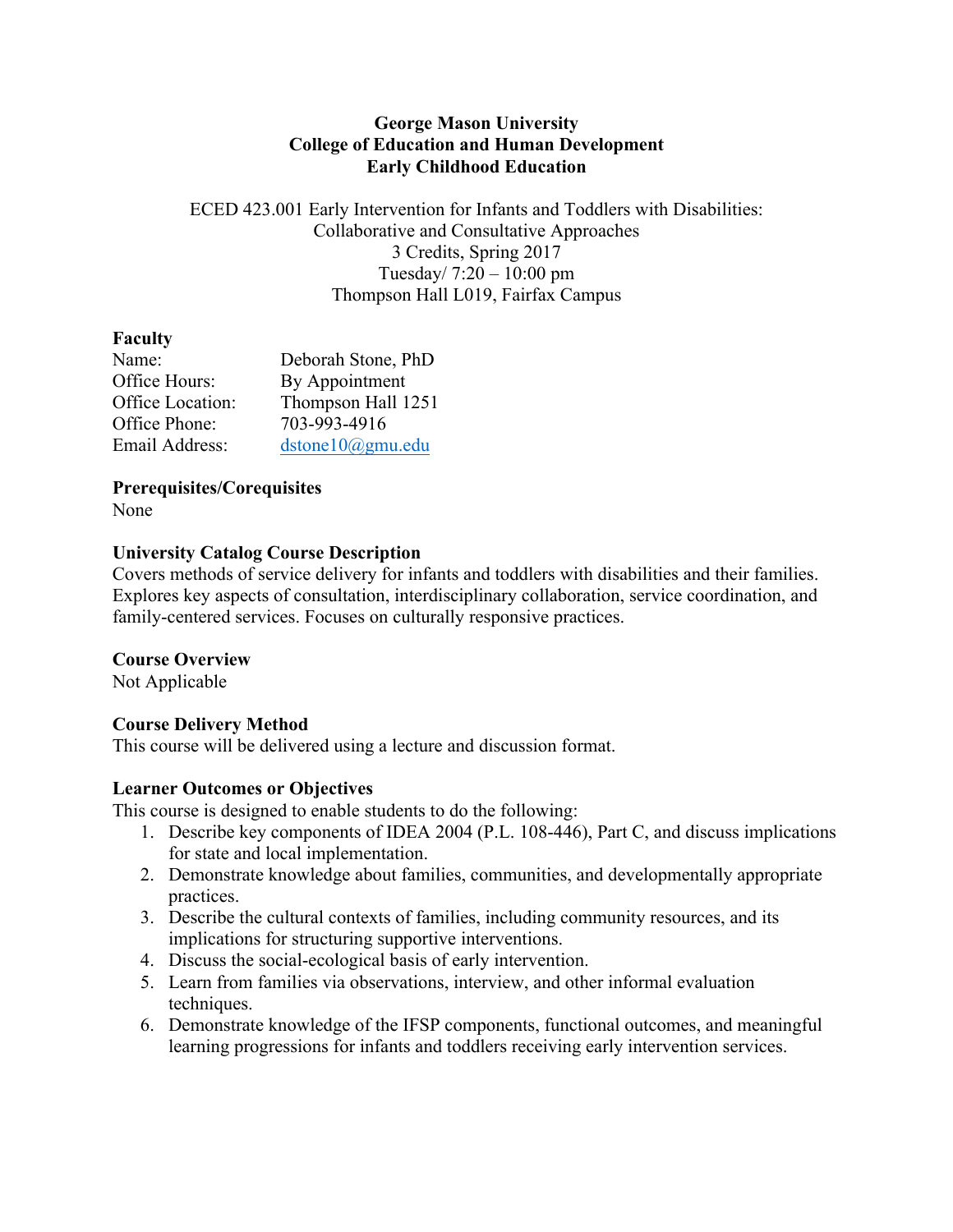**George Mason University**
**College of Education and Human Development**
**Early Childhood Education**

ECED 423.001 Early Intervention for Infants and Toddlers with Disabilities:
Collaborative and Consultative Approaches
3 Credits, Spring 2017
Tuesday/ 7:20 – 10:00 pm
Thompson Hall L019, Fairfax Campus

## Faculty

Name: Deborah Stone, PhD
Office Hours: By Appointment
Office Location: Thompson Hall 1251
Office Phone: 703-993-4916
Email Address: dstone10@gmu.edu

## Prerequisites/Corequisites

None

## University Catalog Course Description

Covers methods of service delivery for infants and toddlers with disabilities and their families. Explores key aspects of consultation, interdisciplinary collaboration, service coordination, and family-centered services. Focuses on culturally responsive practices.

## Course Overview

Not Applicable

## Course Delivery Method

This course will be delivered using a lecture and discussion format.

## Learner Outcomes or Objectives

This course is designed to enable students to do the following:

1. Describe key components of IDEA 2004 (P.L. 108-446), Part C, and discuss implications for state and local implementation.
2. Demonstrate knowledge about families, communities, and developmentally appropriate practices.
3. Describe the cultural contexts of families, including community resources, and its implications for structuring supportive interventions.
4. Discuss the social-ecological basis of early intervention.
5. Learn from families via observations, interview, and other informal evaluation techniques.
6. Demonstrate knowledge of the IFSP components, functional outcomes, and meaningful learning progressions for infants and toddlers receiving early intervention services.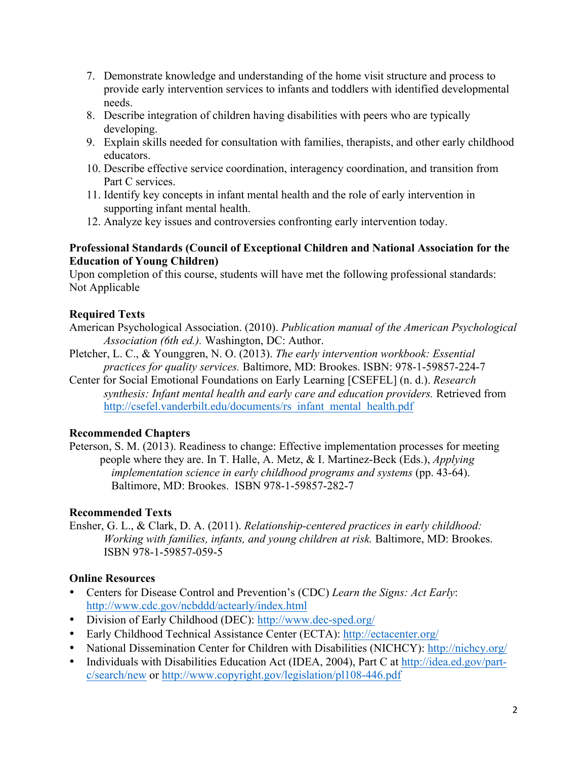7. Demonstrate knowledge and understanding of the home visit structure and process to provide early intervention services to infants and toddlers with identified developmental needs.
8. Describe integration of children having disabilities with peers who are typically developing.
9. Explain skills needed for consultation with families, therapists, and other early childhood educators.
10. Describe effective service coordination, interagency coordination, and transition from Part C services.
11. Identify key concepts in infant mental health and the role of early intervention in supporting infant mental health.
12. Analyze key issues and controversies confronting early intervention today.

**Professional Standards (Council of Exceptional Children and National Association for the Education of Young Children)**

Upon completion of this course, students will have met the following professional standards: Not Applicable

**Required Texts**

American Psychological Association. (2010). *Publication manual of the American Psychological Association (6th ed.).* Washington, DC: Author.

Pletcher, L. C., & Younggren, N. O. (2013). *The early intervention workbook: Essential practices for quality services.* Baltimore, MD: Brookes. ISBN: 978-1-59857-224-7

Center for Social Emotional Foundations on Early Learning [CSEFEL] (n. d.). *Research synthesis: Infant mental health and early care and education providers.* Retrieved from http://csefel.vanderbilt.edu/documents/rs_infant_mental_health.pdf

**Recommended Chapters**

Peterson, S. M. (2013). Readiness to change: Effective implementation processes for meeting people where they are. In T. Halle, A. Metz, & I. Martinez-Beck (Eds.), *Applying implementation science in early childhood programs and systems* (pp. 43-64). Baltimore, MD: Brookes. ISBN 978-1-59857-282-7

**Recommended Texts**

Ensher, G. L., & Clark, D. A. (2011). *Relationship-centered practices in early childhood: Working with families, infants, and young children at risk.* Baltimore, MD: Brookes. ISBN 978-1-59857-059-5

**Online Resources**

- Centers for Disease Control and Prevention's (CDC) *Learn the Signs: Act Early*: http://www.cdc.gov/ncbddd/actearly/index.html
- Division of Early Childhood (DEC): http://www.dec-sped.org/
- Early Childhood Technical Assistance Center (ECTA): http://ectacenter.org/
- National Dissemination Center for Children with Disabilities (NICHCY): http://nichcy.org/
- Individuals with Disabilities Education Act (IDEA, 2004), Part C at http://idea.ed.gov/part-c/search/new or http://www.copyright.gov/legislation/pl108-446.pdf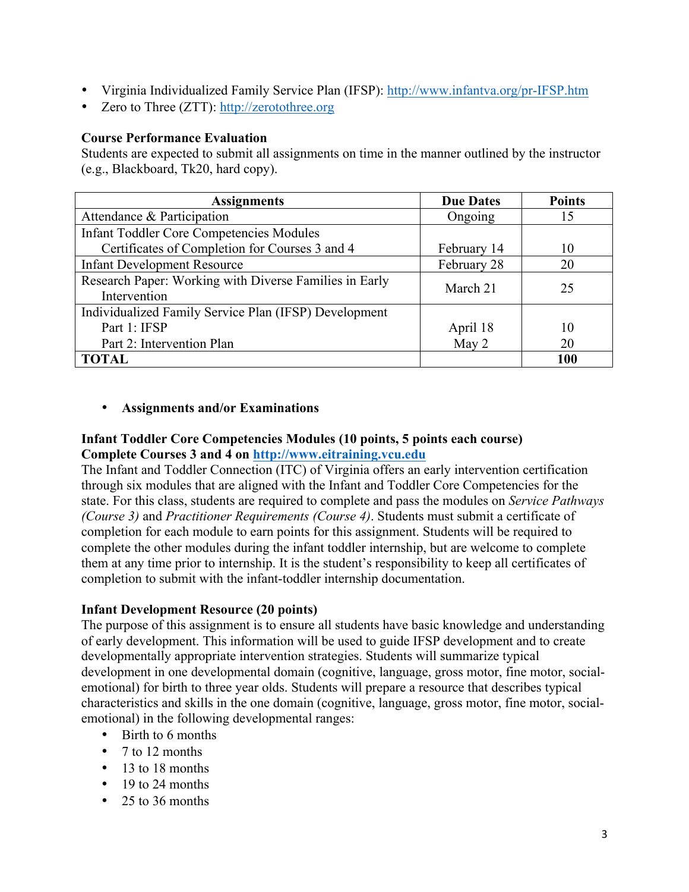- Virginia Individualized Family Service Plan (IFSP): http://www.infantva.org/pr-IFSP.htm
- Zero to Three (ZTT): http://zerotothree.org

**Course Performance Evaluation**
Students are expected to submit all assignments on time in the manner outlined by the instructor (e.g., Blackboard, Tk20, hard copy).

| Assignments | Due Dates | Points |
|---|---|---|
| Attendance & Participation | Ongoing | 15 |
| Infant Toddler Core Competencies Modules<br>Certificates of Completion for Courses 3 and 4 | February 14 | 10 |
| Infant Development Resource | February 28 | 20 |
| Research Paper: Working with Diverse Families in Early Intervention | March 21 | 25 |
| Individualized Family Service Plan (IFSP) Development<br>Part 1: IFSP<br>Part 2: Intervention Plan | <br>April 18<br>May 2 | <br>10<br>20 |
| **TOTAL** | | **100** |

- **Assignments and/or Examinations**

**Infant Toddler Core Competencies Modules (10 points, 5 points each course)**
**Complete Courses 3 and 4 on http://www.eitraining.vcu.edu**
The Infant and Toddler Connection (ITC) of Virginia offers an early intervention certification through six modules that are aligned with the Infant and Toddler Core Competencies for the state. For this class, students are required to complete and pass the modules on *Service Pathways (Course 3)* and *Practitioner Requirements (Course 4)*. Students must submit a certificate of completion for each module to earn points for this assignment. Students will be required to complete the other modules during the infant toddler internship, but are welcome to complete them at any time prior to internship. It is the student's responsibility to keep all certificates of completion to submit with the infant-toddler internship documentation.

**Infant Development Resource (20 points)**
The purpose of this assignment is to ensure all students have basic knowledge and understanding of early development. This information will be used to guide IFSP development and to create developmentally appropriate intervention strategies. Students will summarize typical development in one developmental domain (cognitive, language, gross motor, fine motor, social-emotional) for birth to three year olds. Students will prepare a resource that describes typical characteristics and skills in the one domain (cognitive, language, gross motor, fine motor, social-emotional) in the following developmental ranges:

- Birth to 6 months
- 7 to 12 months
- 13 to 18 months
- 19 to 24 months
- 25 to 36 months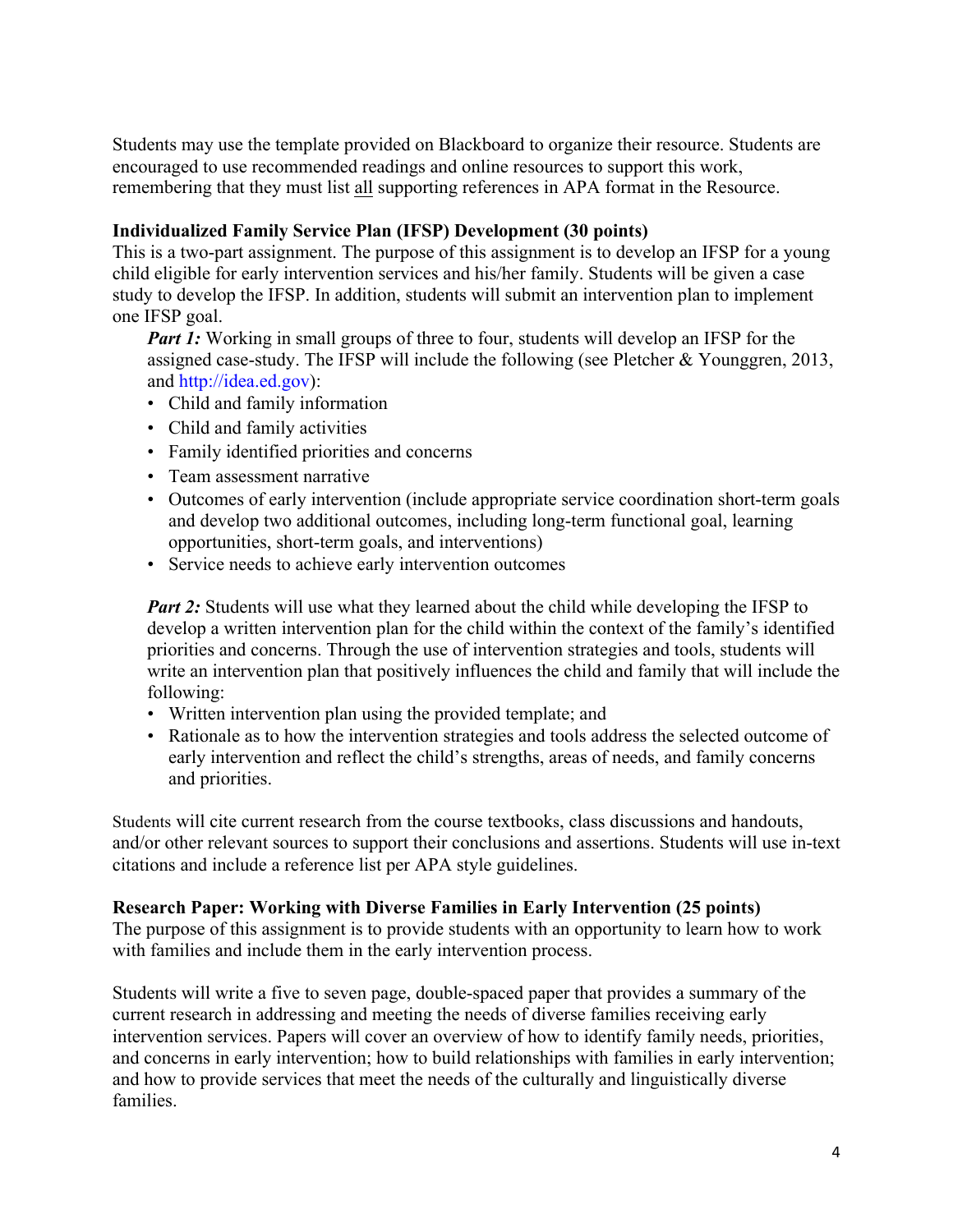Students may use the template provided on Blackboard to organize their resource. Students are encouraged to use recommended readings and online resources to support this work, remembering that they must list <u>all</u> supporting references in APA format in the Resource.

**Individualized Family Service Plan (IFSP) Development (30 points)**

This is a two-part assignment. The purpose of this assignment is to develop an IFSP for a young child eligible for early intervention services and his/her family. Students will be given a case study to develop the IFSP. In addition, students will submit an intervention plan to implement one IFSP goal.

***Part 1:*** Working in small groups of three to four, students will develop an IFSP for the assigned case-study. The IFSP will include the following (see Pletcher & Younggren, 2013, and http://idea.ed.gov):

- Child and family information
- Child and family activities
- Family identified priorities and concerns
- Team assessment narrative
- Outcomes of early intervention (include appropriate service coordination short-term goals and develop two additional outcomes, including long-term functional goal, learning opportunities, short-term goals, and interventions)
- Service needs to achieve early intervention outcomes

***Part 2:*** Students will use what they learned about the child while developing the IFSP to develop a written intervention plan for the child within the context of the family's identified priorities and concerns. Through the use of intervention strategies and tools, students will write an intervention plan that positively influences the child and family that will include the following:

- Written intervention plan using the provided template; and
- Rationale as to how the intervention strategies and tools address the selected outcome of early intervention and reflect the child's strengths, areas of needs, and family concerns and priorities.

Students will cite current research from the course textbooks, class discussions and handouts, and/or other relevant sources to support their conclusions and assertions. Students will use in-text citations and include a reference list per APA style guidelines.

**Research Paper: Working with Diverse Families in Early Intervention (25 points)**

The purpose of this assignment is to provide students with an opportunity to learn how to work with families and include them in the early intervention process.

Students will write a five to seven page, double-spaced paper that provides a summary of the current research in addressing and meeting the needs of diverse families receiving early intervention services. Papers will cover an overview of how to identify family needs, priorities, and concerns in early intervention; how to build relationships with families in early intervention; and how to provide services that meet the needs of the culturally and linguistically diverse families.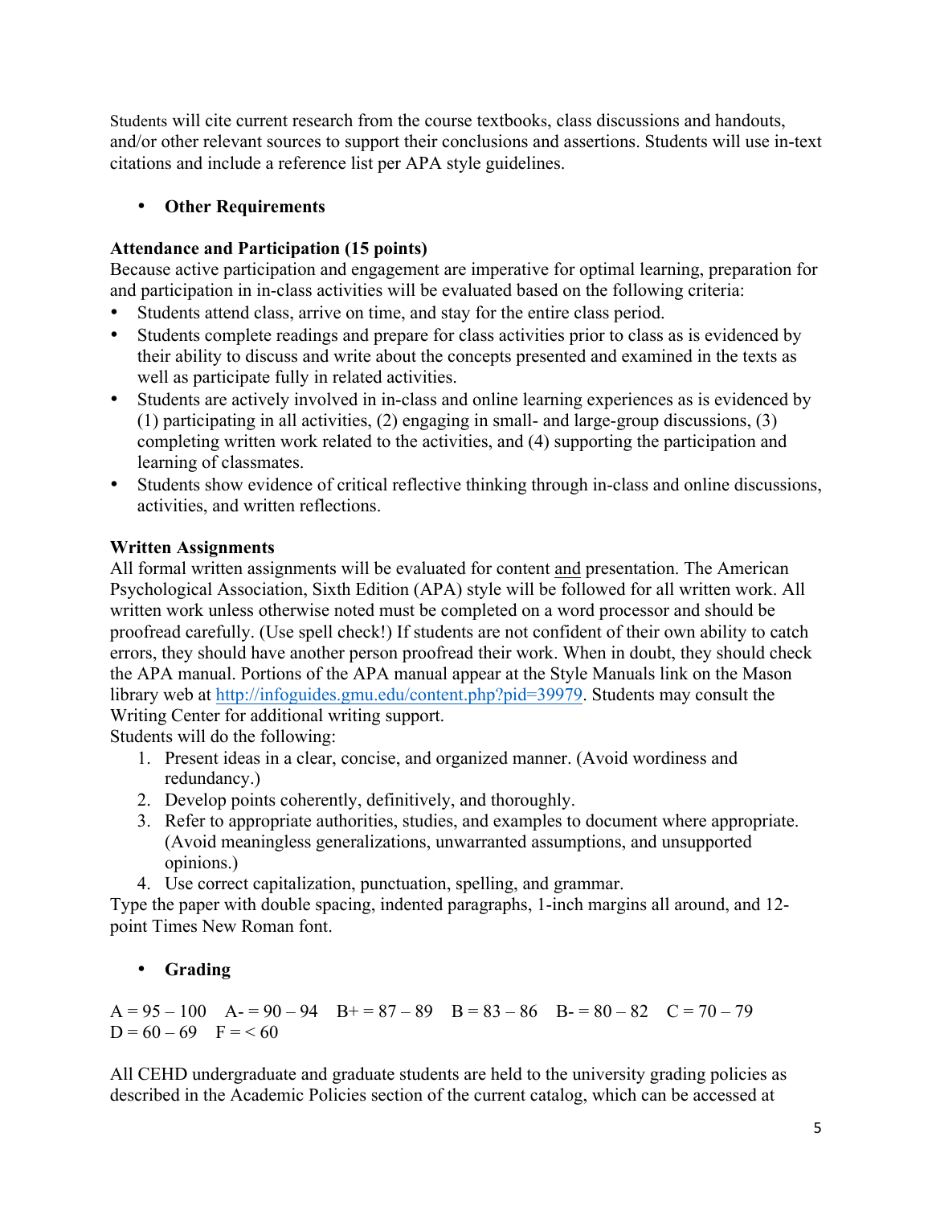Students will cite current research from the course textbooks, class discussions and handouts, and/or other relevant sources to support their conclusions and assertions. Students will use in-text citations and include a reference list per APA style guidelines.

- **Other Requirements**

**Attendance and Participation (15 points)**
Because active participation and engagement are imperative for optimal learning, preparation for and participation in in-class activities will be evaluated based on the following criteria:

- Students attend class, arrive on time, and stay for the entire class period.
- Students complete readings and prepare for class activities prior to class as is evidenced by their ability to discuss and write about the concepts presented and examined in the texts as well as participate fully in related activities.
- Students are actively involved in in-class and online learning experiences as is evidenced by (1) participating in all activities, (2) engaging in small- and large-group discussions, (3) completing written work related to the activities, and (4) supporting the participation and learning of classmates.
- Students show evidence of critical reflective thinking through in-class and online discussions, activities, and written reflections.

**Written Assignments**
All formal written assignments will be evaluated for content <u>and</u> presentation. The American Psychological Association, Sixth Edition (APA) style will be followed for all written work. All written work unless otherwise noted must be completed on a word processor and should be proofread carefully. (Use spell check!) If students are not confident of their own ability to catch errors, they should have another person proofread their work. When in doubt, they should check the APA manual. Portions of the APA manual appear at the Style Manuals link on the Mason library web at http://infoguides.gmu.edu/content.php?pid=39979. Students may consult the Writing Center for additional writing support.
Students will do the following:

1. Present ideas in a clear, concise, and organized manner. (Avoid wordiness and redundancy.)
2. Develop points coherently, definitively, and thoroughly.
3. Refer to appropriate authorities, studies, and examples to document where appropriate. (Avoid meaningless generalizations, unwarranted assumptions, and unsupported opinions.)
4. Use correct capitalization, punctuation, spelling, and grammar.

Type the paper with double spacing, indented paragraphs, 1-inch margins all around, and 12-point Times New Roman font.

- **Grading**

A = 95 – 100 A- = 90 – 94 B+ = 87 – 89 B = 83 – 86 B- = 80 – 82 C = 70 – 79
D = 60 – 69 F = < 60

All CEHD undergraduate and graduate students are held to the university grading policies as described in the Academic Policies section of the current catalog, which can be accessed at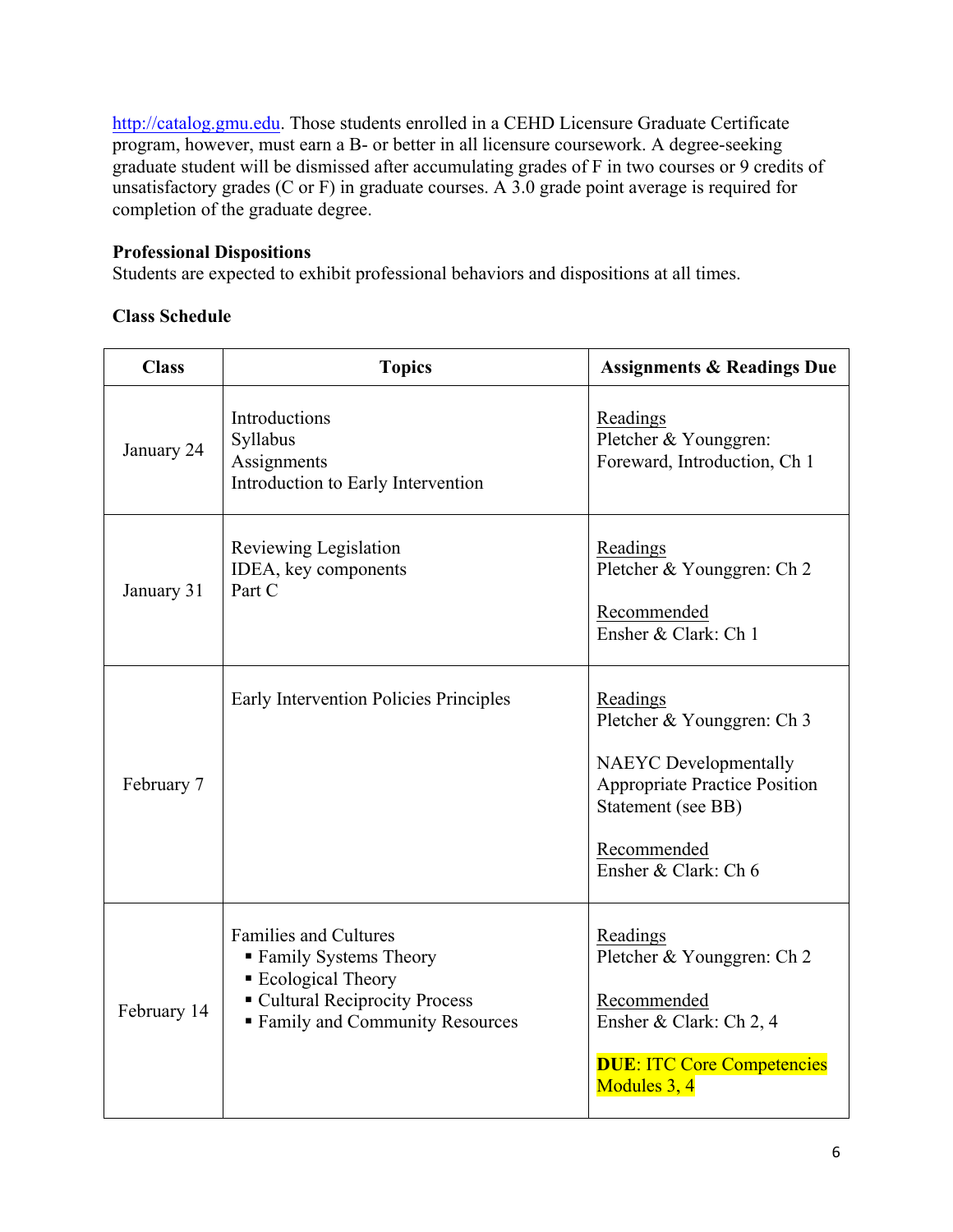http://catalog.gmu.edu. Those students enrolled in a CEHD Licensure Graduate Certificate program, however, must earn a B- or better in all licensure coursework. A degree-seeking graduate student will be dismissed after accumulating grades of F in two courses or 9 credits of unsatisfactory grades (C or F) in graduate courses. A 3.0 grade point average is required for completion of the graduate degree.

**Professional Dispositions**
Students are expected to exhibit professional behaviors and dispositions at all times.

**Class Schedule**

| Class | Topics | Assignments & Readings Due |
|---|---|---|
| January 24 | Introductions<br>Syllabus<br>Assignments<br>Introduction to Early Intervention | Readings<br>Pletcher & Younggren: Foreward, Introduction, Ch 1 |
| January 31 | Reviewing Legislation<br>IDEA, key components<br>Part C | Readings<br>Pletcher & Younggren: Ch 2<br><br>Recommended<br>Ensher & Clark: Ch 1 |
| February 7 | Early Intervention Policies Principles | Readings<br>Pletcher & Younggren: Ch 3<br><br>NAEYC Developmentally Appropriate Practice Position Statement (see BB)<br><br>Recommended<br>Ensher & Clark: Ch 6 |
| February 14 | Families and Cultures<br>▪ Family Systems Theory<br>▪ Ecological Theory<br>▪ Cultural Reciprocity Process<br>▪ Family and Community Resources | Readings<br>Pletcher & Younggren: Ch 2<br><br>Recommended<br>Ensher & Clark: Ch 2, 4<br><br>**DUE**: ITC Core Competencies Modules 3, 4 |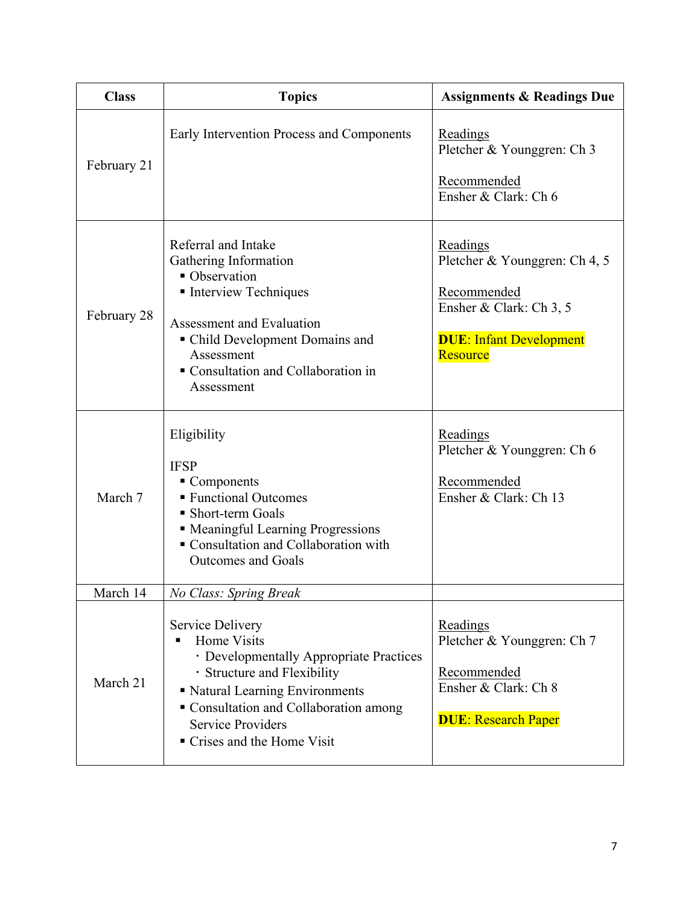| Class | Topics | Assignments & Readings Due |
| --- | --- | --- |
| February 21 | Early Intervention Process and Components | Readings<br>Pletcher & Younggren: Ch 3<br><br>Recommended<br>Ensher & Clark: Ch 6 |
| February 28 | Referral and Intake<br>Gathering Information<br>▪ Observation<br>▪ Interview Techniques<br><br>Assessment and Evaluation<br>▪ Child Development Domains and Assessment<br>▪ Consultation and Collaboration in Assessment | Readings<br>Pletcher & Younggren: Ch 4, 5<br><br>Recommended<br>Ensher & Clark: Ch 3, 5<br><br>**DUE**: Infant Development Resource |
| March 7 | Eligibility<br><br>IFSP<br>▪ Components<br>▪ Functional Outcomes<br>▪ Short-term Goals<br>▪ Meaningful Learning Progressions<br>▪ Consultation and Collaboration with Outcomes and Goals | Readings<br>Pletcher & Younggren: Ch 6<br><br>Recommended<br>Ensher & Clark: Ch 13 |
| March 14 | *No Class: Spring Break* | |
| March 21 | Service Delivery<br>▪ Home Visits<br>· Developmentally Appropriate Practices<br>· Structure and Flexibility<br>▪ Natural Learning Environments<br>▪ Consultation and Collaboration among Service Providers<br>▪ Crises and the Home Visit | Readings<br>Pletcher & Younggren: Ch 7<br><br>Recommended<br>Ensher & Clark: Ch 8<br><br>**DUE**: Research Paper |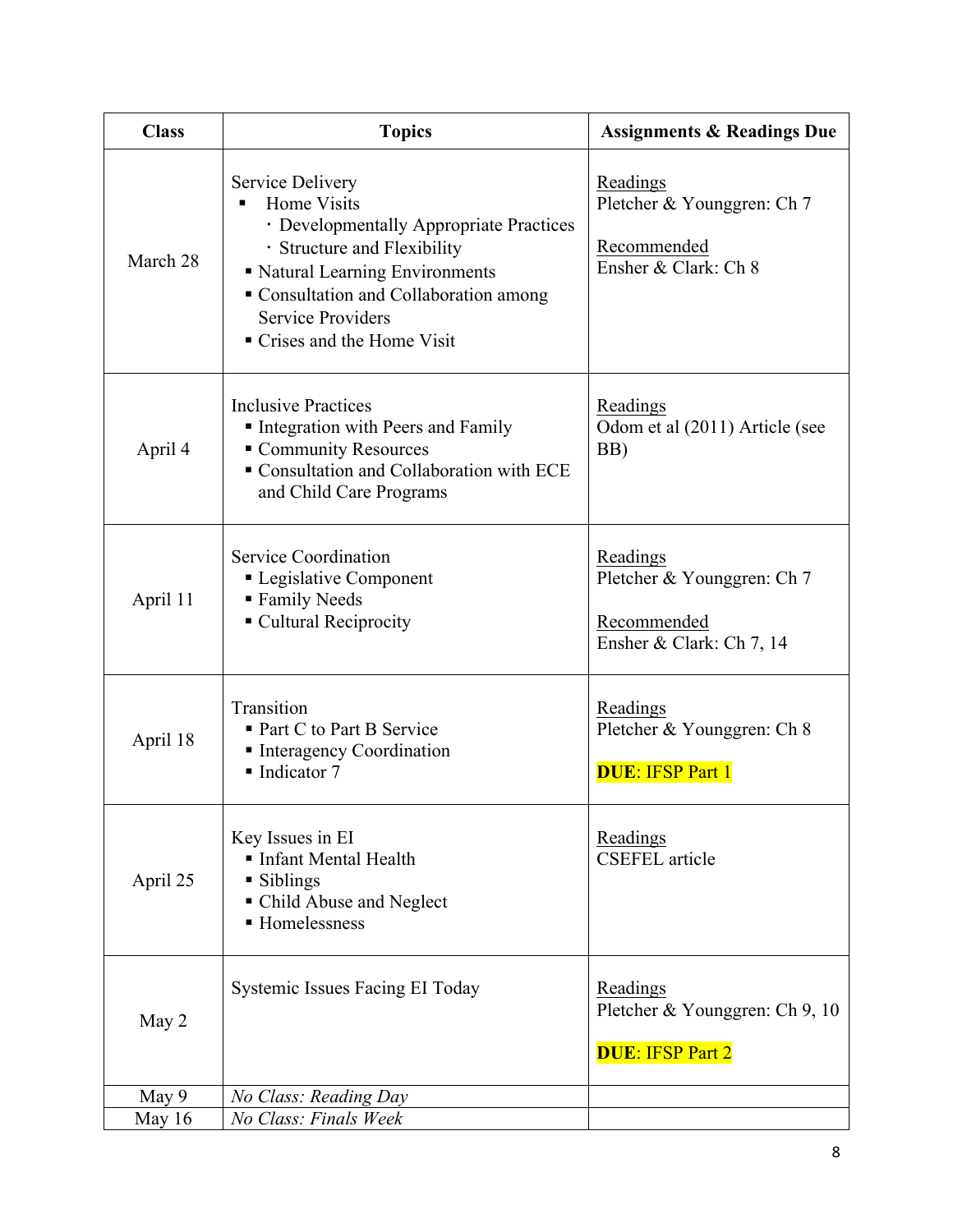| Class | Topics | Assignments & Readings Due |
|---|---|---|
| March 28 | Service Delivery<br>▪ Home Visits<br>· Developmentally Appropriate Practices<br>· Structure and Flexibility<br>▪ Natural Learning Environments<br>▪ Consultation and Collaboration among Service Providers<br>▪ Crises and the Home Visit | <u>Readings</u><br>Pletcher & Younggren: Ch 7<br><br><u>Recommended</u><br>Ensher & Clark: Ch 8 |
| April 4 | Inclusive Practices<br>▪ Integration with Peers and Family<br>▪ Community Resources<br>▪ Consultation and Collaboration with ECE and Child Care Programs | <u>Readings</u><br>Odom et al (2011) Article (see BB) |
| April 11 | Service Coordination<br>▪ Legislative Component<br>▪ Family Needs<br>▪ Cultural Reciprocity | <u>Readings</u><br>Pletcher & Younggren: Ch 7<br><br><u>Recommended</u><br>Ensher & Clark: Ch 7, 14 |
| April 18 | Transition<br>▪ Part C to Part B Service<br>▪ Interagency Coordination<br>▪ Indicator 7 | <u>Readings</u><br>Pletcher & Younggren: Ch 8<br><br>**DUE**: IFSP Part 1 |
| April 25 | Key Issues in EI<br>▪ Infant Mental Health<br>▪ Siblings<br>▪ Child Abuse and Neglect<br>▪ Homelessness | <u>Readings</u><br>CSEFEL article |
| May 2 | Systemic Issues Facing EI Today | <u>Readings</u><br>Pletcher & Younggren: Ch 9, 10<br><br>**DUE**: IFSP Part 2 |
| May 9 | *No Class: Reading Day* | |
| May 16 | *No Class: Finals Week* | |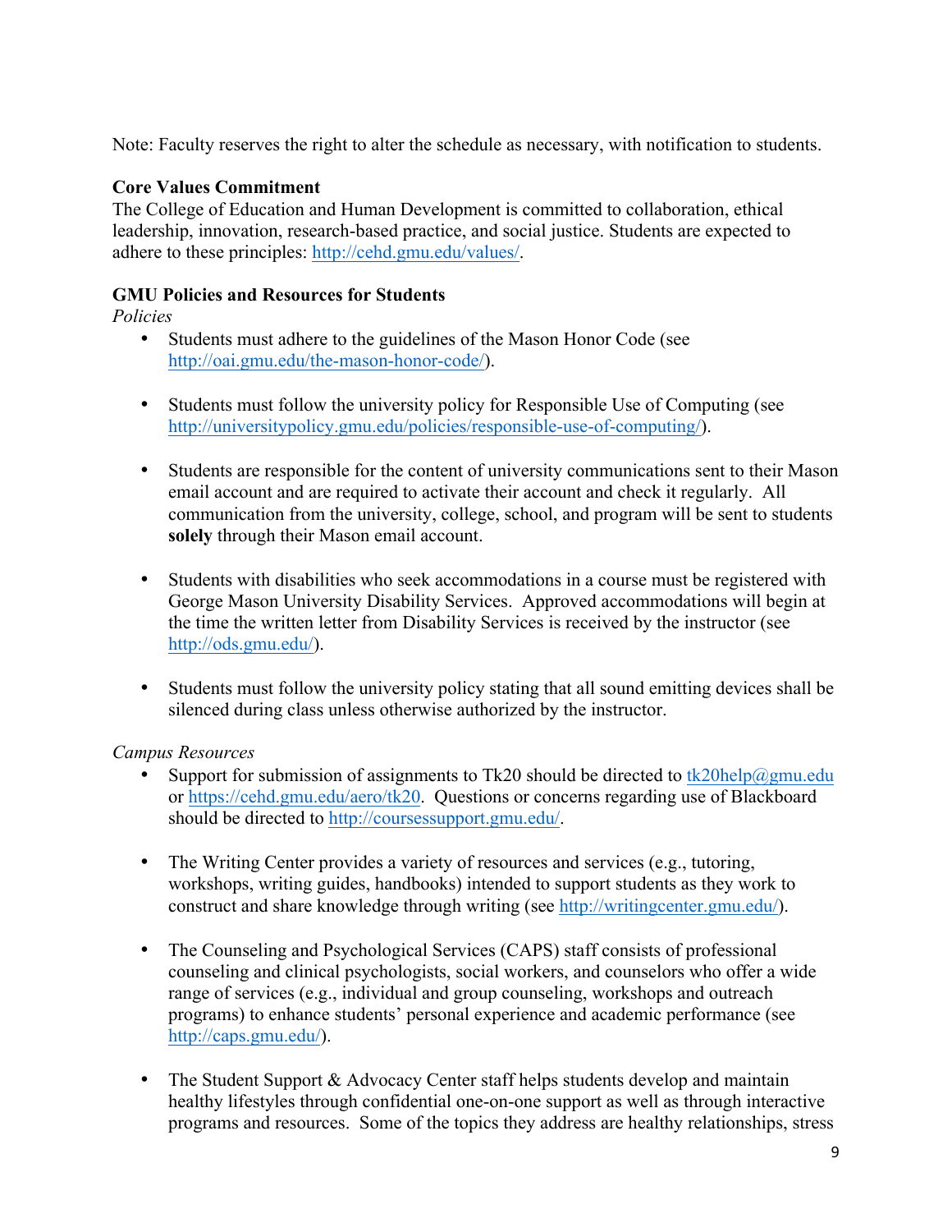Note: Faculty reserves the right to alter the schedule as necessary, with notification to students.

**Core Values Commitment**
The College of Education and Human Development is committed to collaboration, ethical leadership, innovation, research-based practice, and social justice. Students are expected to adhere to these principles: http://cehd.gmu.edu/values/.

**GMU Policies and Resources for Students**
*Policies*

- Students must adhere to the guidelines of the Mason Honor Code (see http://oai.gmu.edu/the-mason-honor-code/).
- Students must follow the university policy for Responsible Use of Computing (see http://universitypolicy.gmu.edu/policies/responsible-use-of-computing/).
- Students are responsible for the content of university communications sent to their Mason email account and are required to activate their account and check it regularly. All communication from the university, college, school, and program will be sent to students **solely** through their Mason email account.
- Students with disabilities who seek accommodations in a course must be registered with George Mason University Disability Services. Approved accommodations will begin at the time the written letter from Disability Services is received by the instructor (see http://ods.gmu.edu/).
- Students must follow the university policy stating that all sound emitting devices shall be silenced during class unless otherwise authorized by the instructor.

*Campus Resources*

- Support for submission of assignments to Tk20 should be directed to tk20help@gmu.edu or https://cehd.gmu.edu/aero/tk20. Questions or concerns regarding use of Blackboard should be directed to http://coursessupport.gmu.edu/.
- The Writing Center provides a variety of resources and services (e.g., tutoring, workshops, writing guides, handbooks) intended to support students as they work to construct and share knowledge through writing (see http://writingcenter.gmu.edu/).
- The Counseling and Psychological Services (CAPS) staff consists of professional counseling and clinical psychologists, social workers, and counselors who offer a wide range of services (e.g., individual and group counseling, workshops and outreach programs) to enhance students' personal experience and academic performance (see http://caps.gmu.edu/).
- The Student Support & Advocacy Center staff helps students develop and maintain healthy lifestyles through confidential one-on-one support as well as through interactive programs and resources. Some of the topics they address are healthy relationships, stress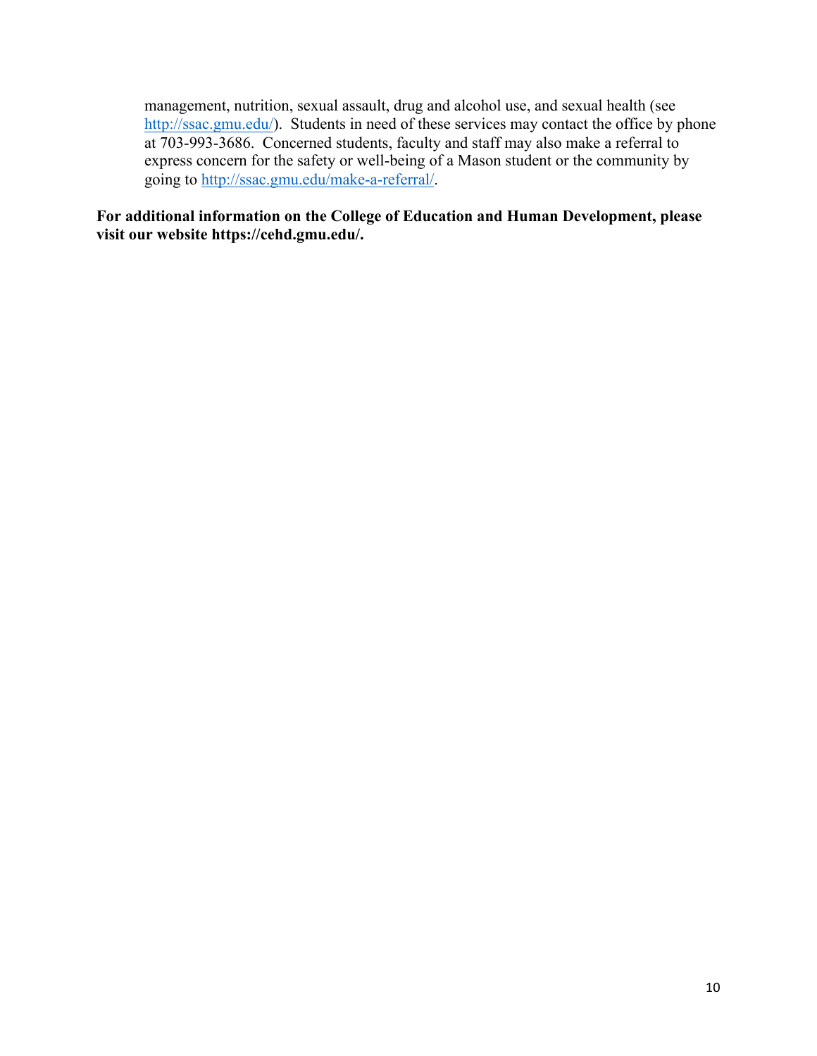management, nutrition, sexual assault, drug and alcohol use, and sexual health (see http://ssac.gmu.edu/). Students in need of these services may contact the office by phone at 703-993-3686. Concerned students, faculty and staff may also make a referral to express concern for the safety or well-being of a Mason student or the community by going to http://ssac.gmu.edu/make-a-referral/.

**For additional information on the College of Education and Human Development, please visit our website https://cehd.gmu.edu/.**